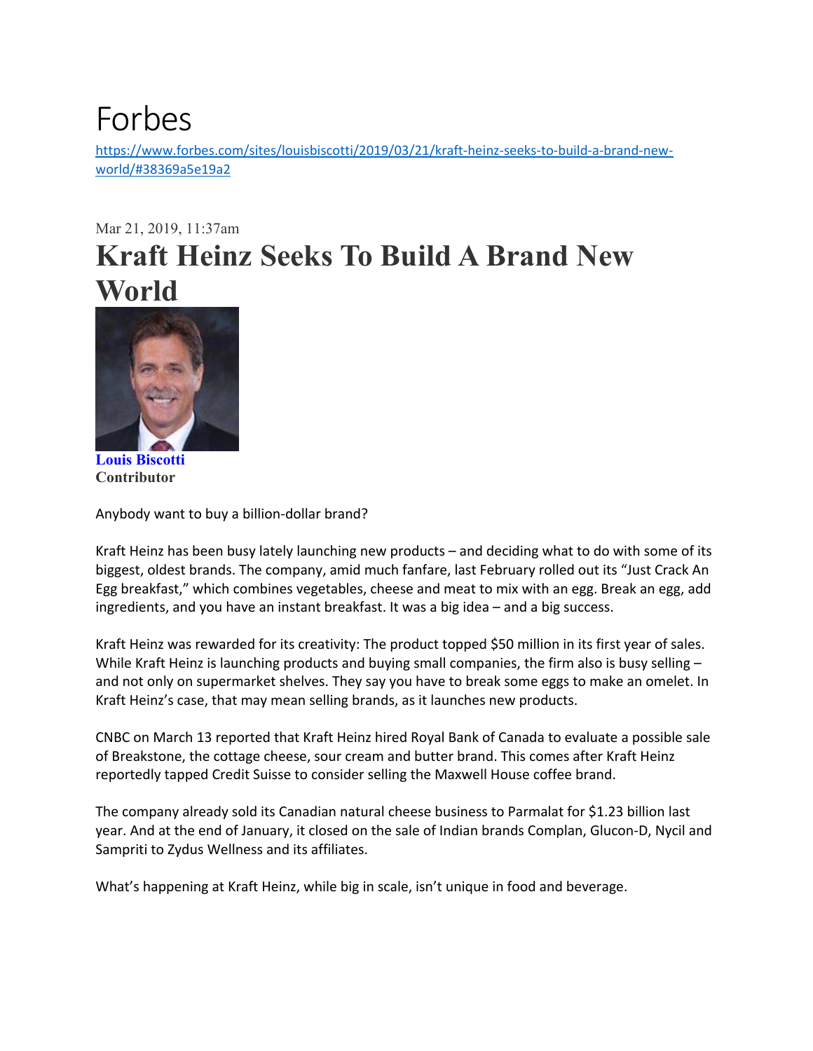Forbes

https://www.forbes.com/sites/louisbiscotti/2019/03/21/kraft-heinz-seeks-to-build-a-brand-new-world/#38369a5e19a2

Mar 21, 2019, 11:37am

# Kraft Heinz Seeks To Build A Brand New World

**Louis Biscotti**
**Contributor**

Anybody want to buy a billion-dollar brand?

Kraft Heinz has been busy lately launching new products – and deciding what to do with some of its biggest, oldest brands. The company, amid much fanfare, last February rolled out its "Just Crack An Egg breakfast," which combines vegetables, cheese and meat to mix with an egg. Break an egg, add ingredients, and you have an instant breakfast. It was a big idea – and a big success.

Kraft Heinz was rewarded for its creativity: The product topped $50 million in its first year of sales. While Kraft Heinz is launching products and buying small companies, the firm also is busy selling – and not only on supermarket shelves. They say you have to break some eggs to make an omelet. In Kraft Heinz's case, that may mean selling brands, as it launches new products.

CNBC on March 13 reported that Kraft Heinz hired Royal Bank of Canada to evaluate a possible sale of Breakstone, the cottage cheese, sour cream and butter brand. This comes after Kraft Heinz reportedly tapped Credit Suisse to consider selling the Maxwell House coffee brand.

The company already sold its Canadian natural cheese business to Parmalat for $1.23 billion last year. And at the end of January, it closed on the sale of Indian brands Complan, Glucon-D, Nycil and Sampriti to Zydus Wellness and its affiliates.

What's happening at Kraft Heinz, while big in scale, isn't unique in food and beverage.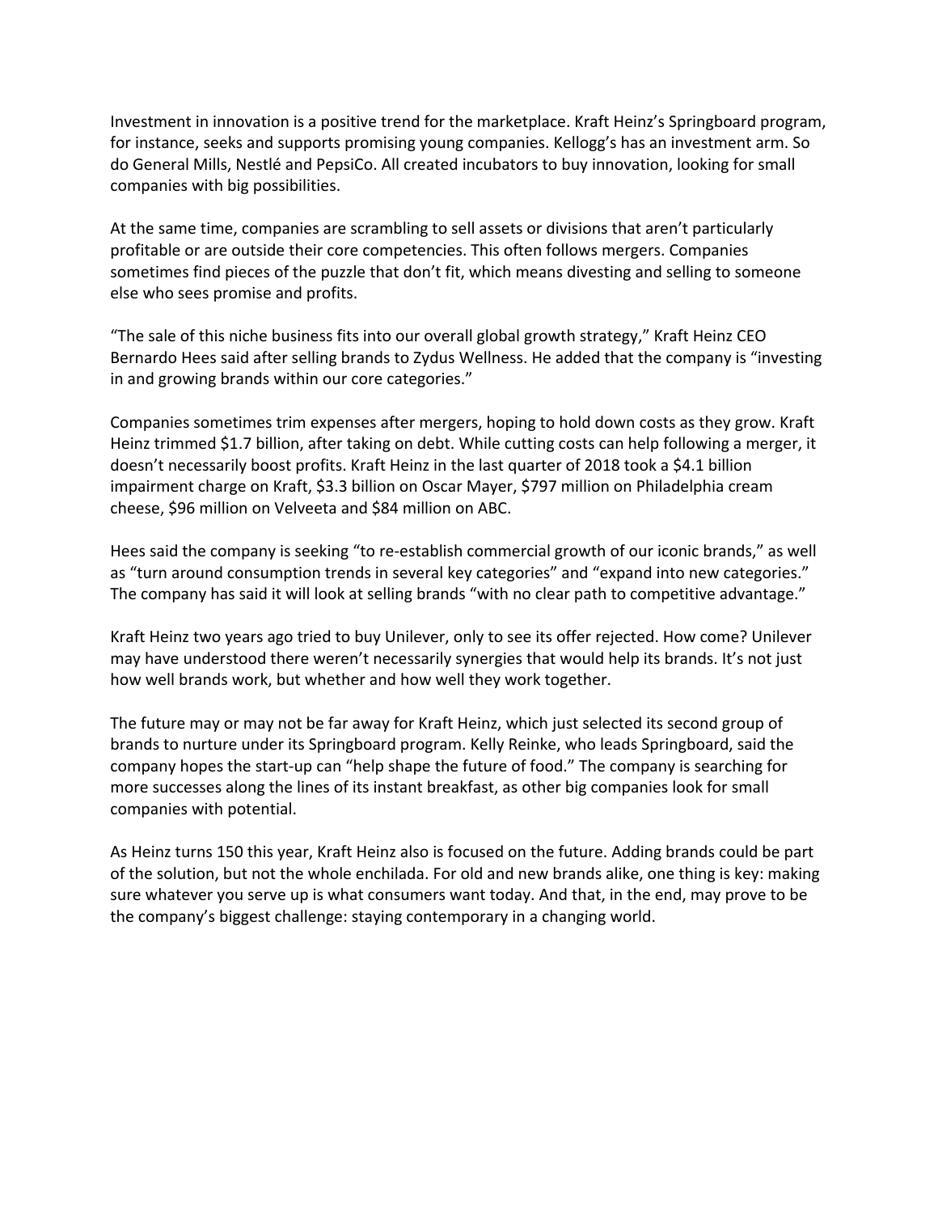Investment in innovation is a positive trend for the marketplace. Kraft Heinz's Springboard program, for instance, seeks and supports promising young companies. Kellogg's has an investment arm. So do General Mills, Nestlé and PepsiCo. All created incubators to buy innovation, looking for small companies with big possibilities.

At the same time, companies are scrambling to sell assets or divisions that aren't particularly profitable or are outside their core competencies. This often follows mergers. Companies sometimes find pieces of the puzzle that don't fit, which means divesting and selling to someone else who sees promise and profits.

"The sale of this niche business fits into our overall global growth strategy," Kraft Heinz CEO Bernardo Hees said after selling brands to Zydus Wellness. He added that the company is "investing in and growing brands within our core categories."

Companies sometimes trim expenses after mergers, hoping to hold down costs as they grow. Kraft Heinz trimmed $1.7 billion, after taking on debt. While cutting costs can help following a merger, it doesn't necessarily boost profits. Kraft Heinz in the last quarter of 2018 took a $4.1 billion impairment charge on Kraft, $3.3 billion on Oscar Mayer, $797 million on Philadelphia cream cheese, $96 million on Velveeta and $84 million on ABC.

Hees said the company is seeking "to re-establish commercial growth of our iconic brands," as well as "turn around consumption trends in several key categories" and "expand into new categories." The company has said it will look at selling brands "with no clear path to competitive advantage."

Kraft Heinz two years ago tried to buy Unilever, only to see its offer rejected. How come? Unilever may have understood there weren't necessarily synergies that would help its brands. It's not just how well brands work, but whether and how well they work together.

The future may or may not be far away for Kraft Heinz, which just selected its second group of brands to nurture under its Springboard program. Kelly Reinke, who leads Springboard, said the company hopes the start-up can "help shape the future of food." The company is searching for more successes along the lines of its instant breakfast, as other big companies look for small companies with potential.

As Heinz turns 150 this year, Kraft Heinz also is focused on the future. Adding brands could be part of the solution, but not the whole enchilada. For old and new brands alike, one thing is key: making sure whatever you serve up is what consumers want today. And that, in the end, may prove to be the company's biggest challenge: staying contemporary in a changing world.